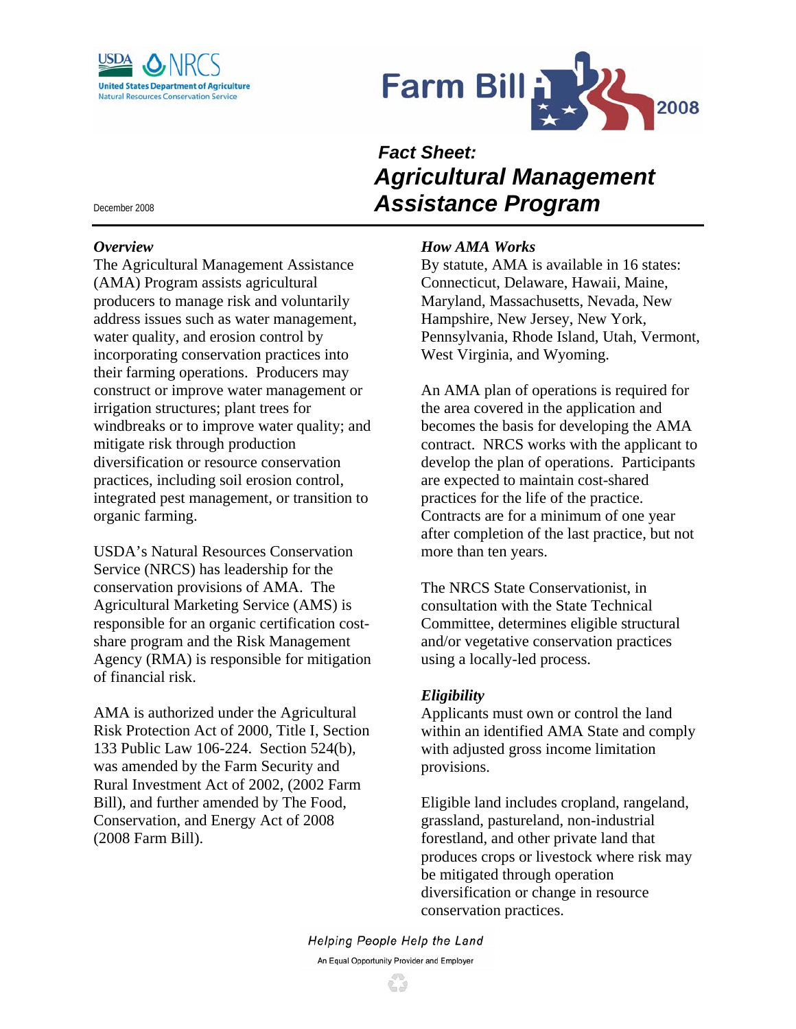USDA NRCS
United States Department of Agriculture
Natural Resources Conservation Service

Farm Bill 2008

December 2008

# Fact Sheet: Agricultural Management Assistance Program

## *Overview*

The Agricultural Management Assistance (AMA) Program assists agricultural producers to manage risk and voluntarily address issues such as water management, water quality, and erosion control by incorporating conservation practices into their farming operations. Producers may construct or improve water management or irrigation structures; plant trees for windbreaks or to improve water quality; and mitigate risk through production diversification or resource conservation practices, including soil erosion control, integrated pest management, or transition to organic farming.

USDA's Natural Resources Conservation Service (NRCS) has leadership for the conservation provisions of AMA. The Agricultural Marketing Service (AMS) is responsible for an organic certification cost-share program and the Risk Management Agency (RMA) is responsible for mitigation of financial risk.

AMA is authorized under the Agricultural Risk Protection Act of 2000, Title I, Section 133 Public Law 106-224. Section 524(b), was amended by the Farm Security and Rural Investment Act of 2002, (2002 Farm Bill), and further amended by The Food, Conservation, and Energy Act of 2008 (2008 Farm Bill).

## *How AMA Works*

By statute, AMA is available in 16 states: Connecticut, Delaware, Hawaii, Maine, Maryland, Massachusetts, Nevada, New Hampshire, New Jersey, New York, Pennsylvania, Rhode Island, Utah, Vermont, West Virginia, and Wyoming.

An AMA plan of operations is required for the area covered in the application and becomes the basis for developing the AMA contract. NRCS works with the applicant to develop the plan of operations. Participants are expected to maintain cost-shared practices for the life of the practice. Contracts are for a minimum of one year after completion of the last practice, but not more than ten years.

The NRCS State Conservationist, in consultation with the State Technical Committee, determines eligible structural and/or vegetative conservation practices using a locally-led process.

## *Eligibility*

Applicants must own or control the land within an identified AMA State and comply with adjusted gross income limitation provisions.

Eligible land includes cropland, rangeland, grassland, pastureland, non-industrial forestland, and other private land that produces crops or livestock where risk may be mitigated through operation diversification or change in resource conservation practices.

*Helping People Help the Land*

An Equal Opportunity Provider and Employer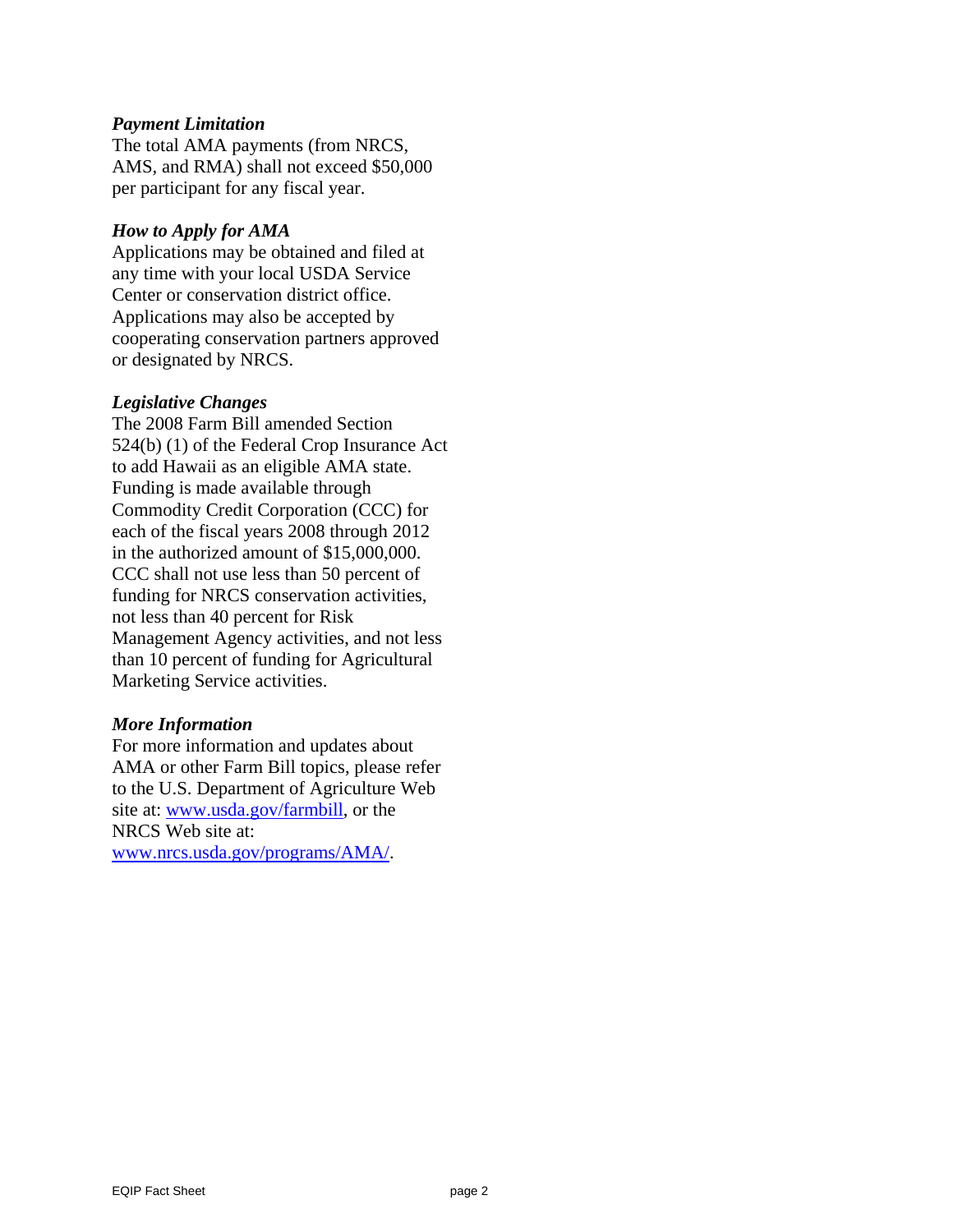***Payment Limitation***

The total AMA payments (from NRCS, AMS, and RMA) shall not exceed $50,000 per participant for any fiscal year.

***How to Apply for AMA***

Applications may be obtained and filed at any time with your local USDA Service Center or conservation district office. Applications may also be accepted by cooperating conservation partners approved or designated by NRCS.

***Legislative Changes***

The 2008 Farm Bill amended Section 524(b) (1) of the Federal Crop Insurance Act to add Hawaii as an eligible AMA state. Funding is made available through Commodity Credit Corporation (CCC) for each of the fiscal years 2008 through 2012 in the authorized amount of $15,000,000. CCC shall not use less than 50 percent of funding for NRCS conservation activities, not less than 40 percent for Risk Management Agency activities, and not less than 10 percent of funding for Agricultural Marketing Service activities.

***More Information***

For more information and updates about AMA or other Farm Bill topics, please refer to the U.S. Department of Agriculture Web site at: [www.usda.gov/farmbill](http://www.usda.gov/farmbill), or the NRCS Web site at: [www.nrcs.usda.gov/programs/AMA/](http://www.nrcs.usda.gov/programs/AMA/).